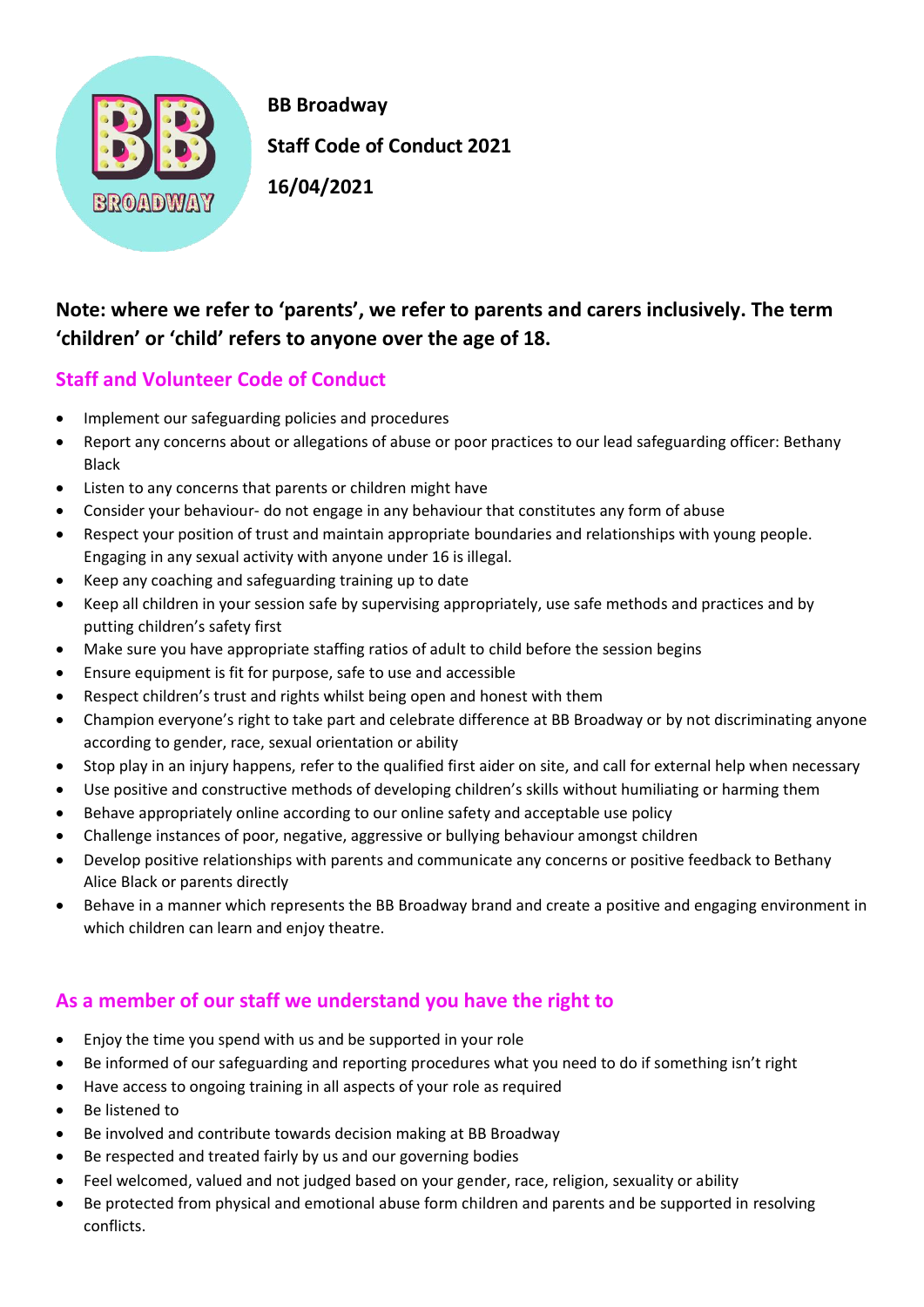**BB Broadway**

**Staff Code of Conduct 2021**

**16/04/2021**

**Note: where we refer to 'parents', we refer to parents and carers inclusively. The term 'children' or 'child' refers to anyone over the age of 18.**

## Staff and Volunteer Code of Conduct

- Implement our safeguarding policies and procedures
- Report any concerns about or allegations of abuse or poor practices to our lead safeguarding officer: Bethany Black
- Listen to any concerns that parents or children might have
- Consider your behaviour- do not engage in any behaviour that constitutes any form of abuse
- Respect your position of trust and maintain appropriate boundaries and relationships with young people. Engaging in any sexual activity with anyone under 16 is illegal.
- Keep any coaching and safeguarding training up to date
- Keep all children in your session safe by supervising appropriately, use safe methods and practices and by putting children's safety first
- Make sure you have appropriate staffing ratios of adult to child before the session begins
- Ensure equipment is fit for purpose, safe to use and accessible
- Respect children's trust and rights whilst being open and honest with them
- Champion everyone's right to take part and celebrate difference at BB Broadway or by not discriminating anyone according to gender, race, sexual orientation or ability
- Stop play in an injury happens, refer to the qualified first aider on site, and call for external help when necessary
- Use positive and constructive methods of developing children's skills without humiliating or harming them
- Behave appropriately online according to our online safety and acceptable use policy
- Challenge instances of poor, negative, aggressive or bullying behaviour amongst children
- Develop positive relationships with parents and communicate any concerns or positive feedback to Bethany Alice Black or parents directly
- Behave in a manner which represents the BB Broadway brand and create a positive and engaging environment in which children can learn and enjoy theatre.

## As a member of our staff we understand you have the right to

- Enjoy the time you spend with us and be supported in your role
- Be informed of our safeguarding and reporting procedures what you need to do if something isn't right
- Have access to ongoing training in all aspects of your role as required
- Be listened to
- Be involved and contribute towards decision making at BB Broadway
- Be respected and treated fairly by us and our governing bodies
- Feel welcomed, valued and not judged based on your gender, race, religion, sexuality or ability
- Be protected from physical and emotional abuse form children and parents and be supported in resolving conflicts.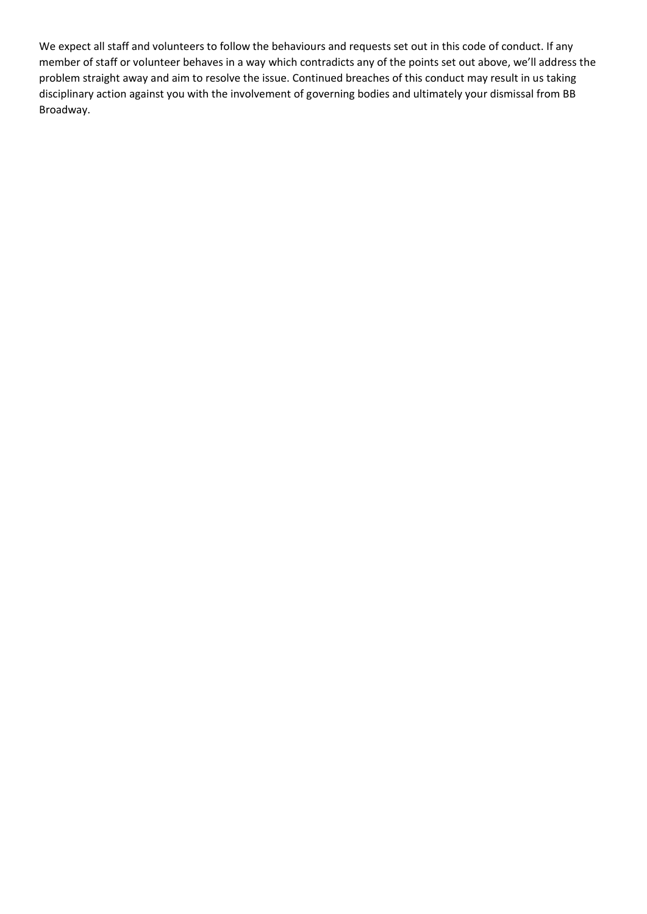We expect all staff and volunteers to follow the behaviours and requests set out in this code of conduct. If any member of staff or volunteer behaves in a way which contradicts any of the points set out above, we'll address the problem straight away and aim to resolve the issue. Continued breaches of this conduct may result in us taking disciplinary action against you with the involvement of governing bodies and ultimately your dismissal from BB Broadway.